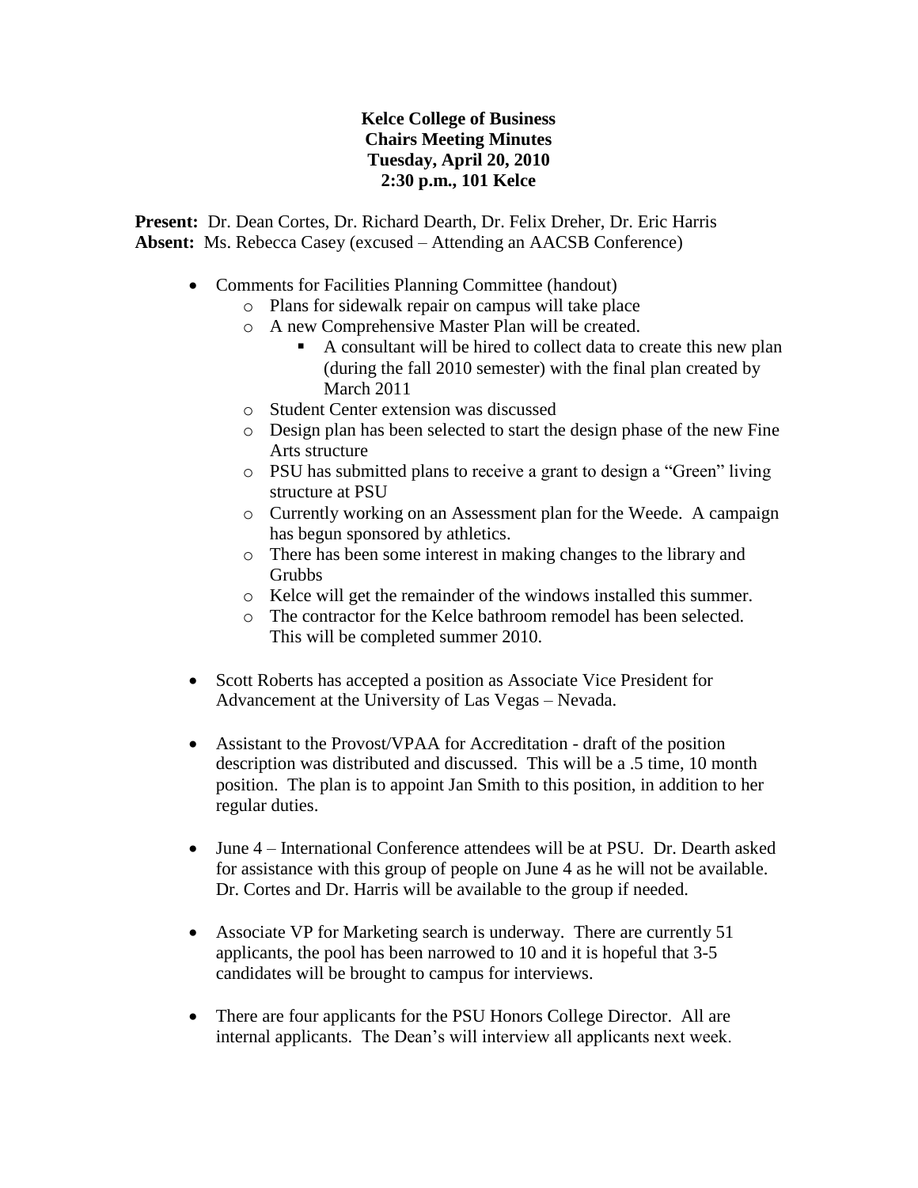**Kelce College of Business**
**Chairs Meeting Minutes**
**Tuesday, April 20, 2010**
**2:30 p.m., 101 Kelce**

**Present:** Dr. Dean Cortes, Dr. Richard Dearth, Dr. Felix Dreher, Dr. Eric Harris
**Absent:** Ms. Rebecca Casey (excused – Attending an AACSB Conference)

- Comments for Facilities Planning Committee (handout)
  - Plans for sidewalk repair on campus will take place
  - A new Comprehensive Master Plan will be created.
    - A consultant will be hired to collect data to create this new plan (during the fall 2010 semester) with the final plan created by March 2011
  - Student Center extension was discussed
  - Design plan has been selected to start the design phase of the new Fine Arts structure
  - PSU has submitted plans to receive a grant to design a "Green" living structure at PSU
  - Currently working on an Assessment plan for the Weede. A campaign has begun sponsored by athletics.
  - There has been some interest in making changes to the library and Grubbs
  - Kelce will get the remainder of the windows installed this summer.
  - The contractor for the Kelce bathroom remodel has been selected. This will be completed summer 2010.

- Scott Roberts has accepted a position as Associate Vice President for Advancement at the University of Las Vegas – Nevada.

- Assistant to the Provost/VPAA for Accreditation - draft of the position description was distributed and discussed. This will be a .5 time, 10 month position. The plan is to appoint Jan Smith to this position, in addition to her regular duties.

- June 4 – International Conference attendees will be at PSU. Dr. Dearth asked for assistance with this group of people on June 4 as he will not be available. Dr. Cortes and Dr. Harris will be available to the group if needed.

- Associate VP for Marketing search is underway. There are currently 51 applicants, the pool has been narrowed to 10 and it is hopeful that 3-5 candidates will be brought to campus for interviews.

- There are four applicants for the PSU Honors College Director. All are internal applicants. The Dean's will interview all applicants next week.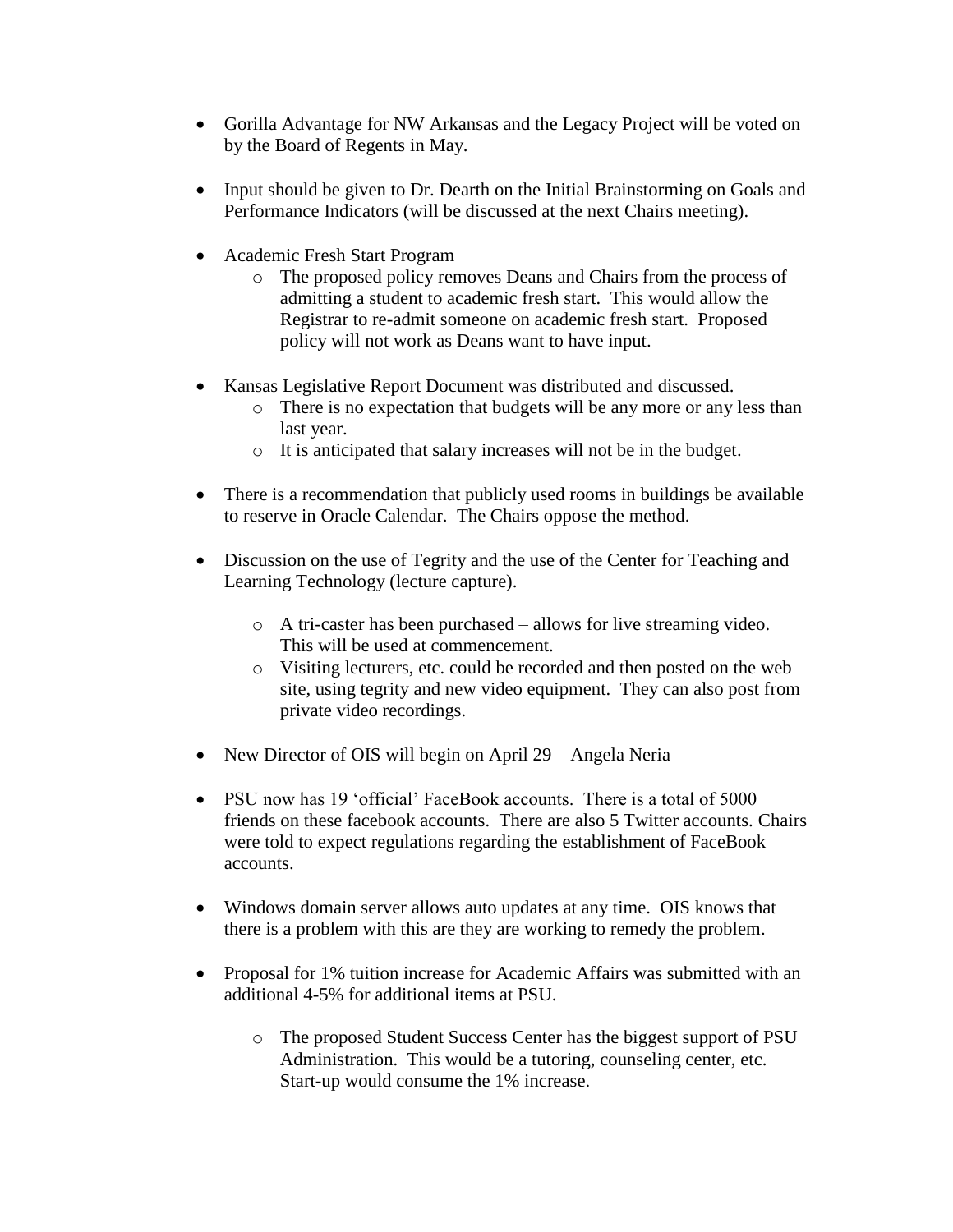- Gorilla Advantage for NW Arkansas and the Legacy Project will be voted on by the Board of Regents in May.

- Input should be given to Dr. Dearth on the Initial Brainstorming on Goals and Performance Indicators (will be discussed at the next Chairs meeting).

- Academic Fresh Start Program
  - The proposed policy removes Deans and Chairs from the process of admitting a student to academic fresh start. This would allow the Registrar to re-admit someone on academic fresh start. Proposed policy will not work as Deans want to have input.

- Kansas Legislative Report Document was distributed and discussed.
  - There is no expectation that budgets will be any more or any less than last year.
  - It is anticipated that salary increases will not be in the budget.

- There is a recommendation that publicly used rooms in buildings be available to reserve in Oracle Calendar. The Chairs oppose the method.

- Discussion on the use of Tegrity and the use of the Center for Teaching and Learning Technology (lecture capture).

  - A tri-caster has been purchased – allows for live streaming video. This will be used at commencement.
  - Visiting lecturers, etc. could be recorded and then posted on the web site, using tegrity and new video equipment. They can also post from private video recordings.

- New Director of OIS will begin on April 29 – Angela Neria

- PSU now has 19 'official' FaceBook accounts. There is a total of 5000 friends on these facebook accounts. There are also 5 Twitter accounts. Chairs were told to expect regulations regarding the establishment of FaceBook accounts.

- Windows domain server allows auto updates at any time. OIS knows that there is a problem with this are they are working to remedy the problem.

- Proposal for 1% tuition increase for Academic Affairs was submitted with an additional 4-5% for additional items at PSU.

  - The proposed Student Success Center has the biggest support of PSU Administration. This would be a tutoring, counseling center, etc. Start-up would consume the 1% increase.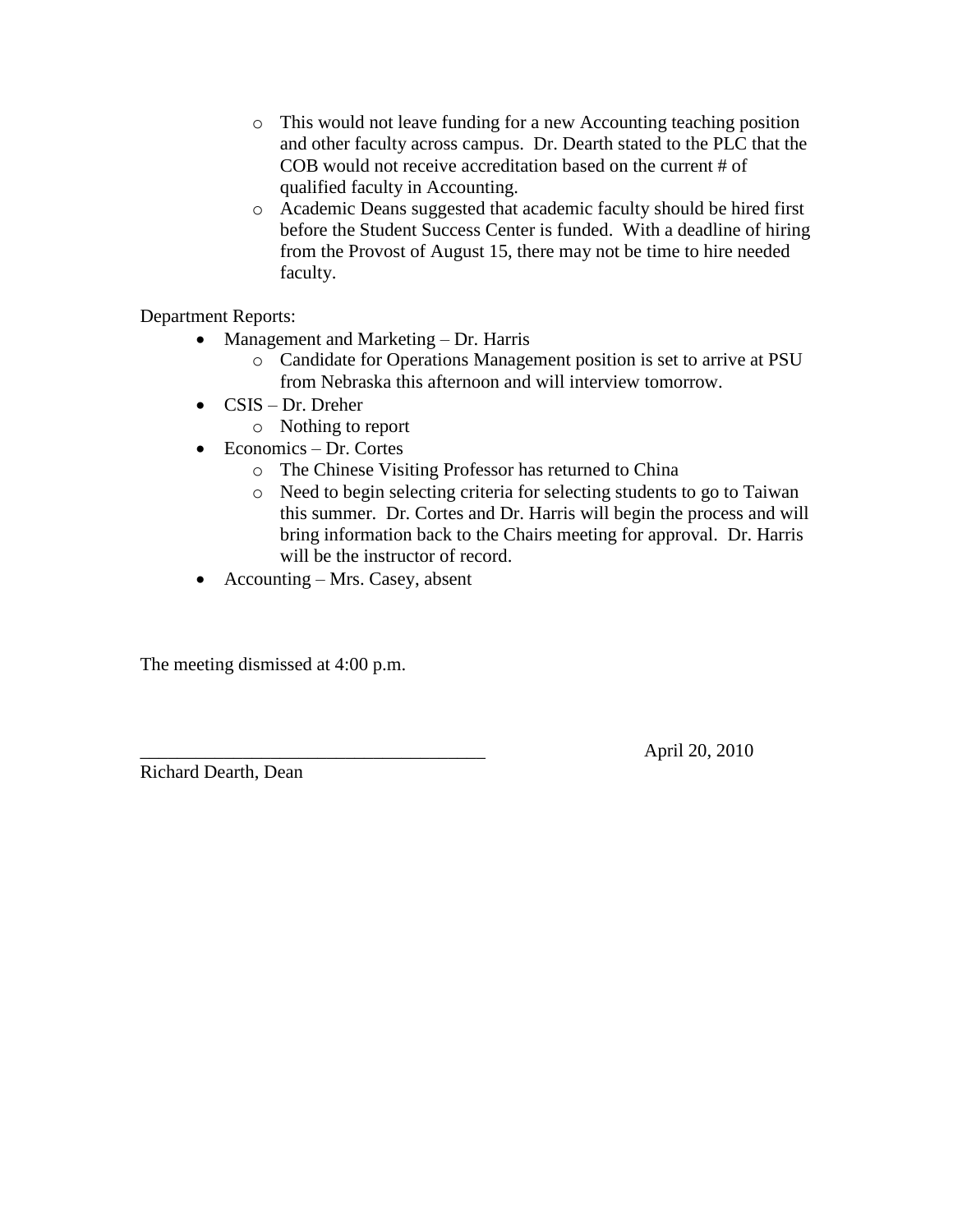- This would not leave funding for a new Accounting teaching position and other faculty across campus. Dr. Dearth stated to the PLC that the COB would not receive accreditation based on the current # of qualified faculty in Accounting.
    - Academic Deans suggested that academic faculty should be hired first before the Student Success Center is funded. With a deadline of hiring from the Provost of August 15, there may not be time to hire needed faculty.

Department Reports:

- Management and Marketing – Dr. Harris
    - Candidate for Operations Management position is set to arrive at PSU from Nebraska this afternoon and will interview tomorrow.
- CSIS – Dr. Dreher
    - Nothing to report
- Economics – Dr. Cortes
    - The Chinese Visiting Professor has returned to China
    - Need to begin selecting criteria for selecting students to go to Taiwan this summer. Dr. Cortes and Dr. Harris will begin the process and will bring information back to the Chairs meeting for approval. Dr. Harris will be the instructor of record.
- Accounting – Mrs. Casey, absent

The meeting dismissed at 4:00 p.m.

_____________________________________ April 20, 2010

Richard Dearth, Dean